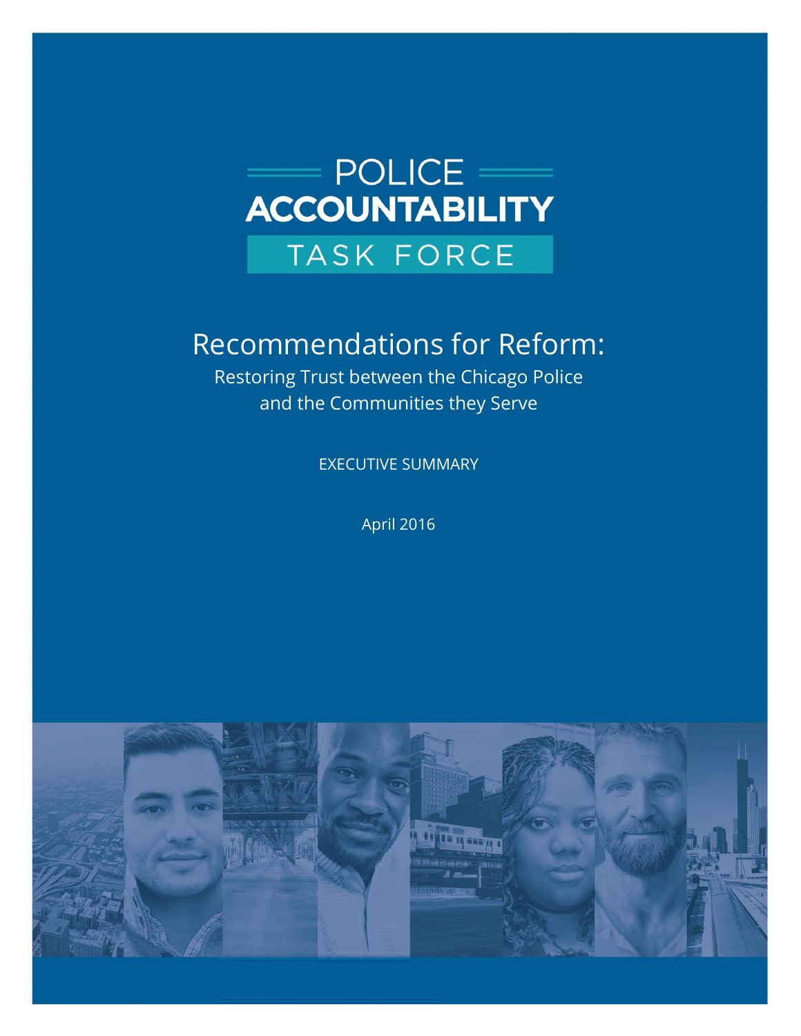# POLICE ACCOUNTABILITY TASK FORCE

## Recommendations for Reform:

Restoring Trust between the Chicago Police and the Communities they Serve

EXECUTIVE SUMMARY

April 2016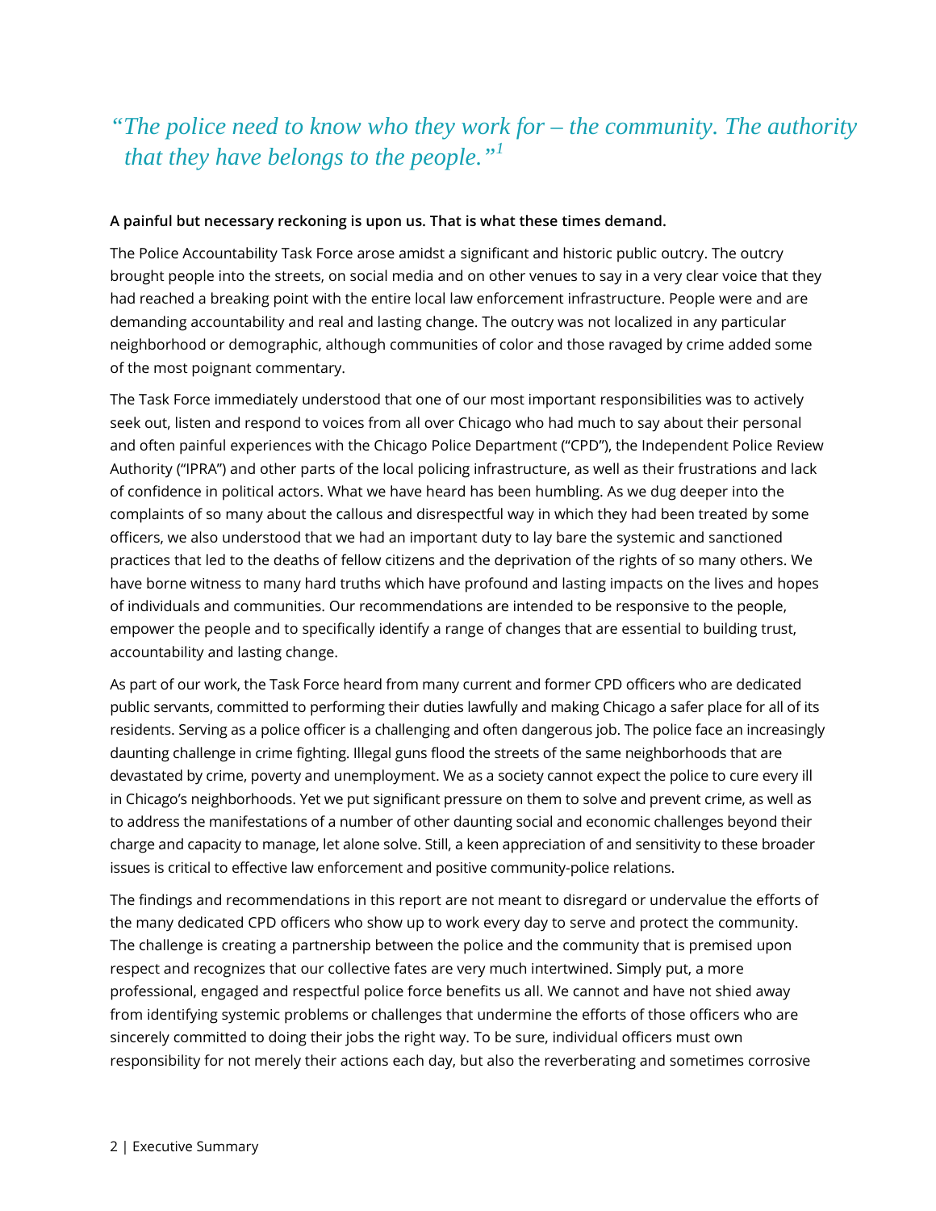*"The police need to know who they work for – the community. The authority that they have belongs to the people."*[1]

**A painful but necessary reckoning is upon us. That is what these times demand.**

The Police Accountability Task Force arose amidst a significant and historic public outcry. The outcry brought people into the streets, on social media and on other venues to say in a very clear voice that they had reached a breaking point with the entire local law enforcement infrastructure. People were and are demanding accountability and real and lasting change. The outcry was not localized in any particular neighborhood or demographic, although communities of color and those ravaged by crime added some of the most poignant commentary.

The Task Force immediately understood that one of our most important responsibilities was to actively seek out, listen and respond to voices from all over Chicago who had much to say about their personal and often painful experiences with the Chicago Police Department ("CPD"), the Independent Police Review Authority ("IPRA") and other parts of the local policing infrastructure, as well as their frustrations and lack of confidence in political actors. What we have heard has been humbling. As we dug deeper into the complaints of so many about the callous and disrespectful way in which they had been treated by some officers, we also understood that we had an important duty to lay bare the systemic and sanctioned practices that led to the deaths of fellow citizens and the deprivation of the rights of so many others. We have borne witness to many hard truths which have profound and lasting impacts on the lives and hopes of individuals and communities. Our recommendations are intended to be responsive to the people, empower the people and to specifically identify a range of changes that are essential to building trust, accountability and lasting change.

As part of our work, the Task Force heard from many current and former CPD officers who are dedicated public servants, committed to performing their duties lawfully and making Chicago a safer place for all of its residents. Serving as a police officer is a challenging and often dangerous job. The police face an increasingly daunting challenge in crime fighting. Illegal guns flood the streets of the same neighborhoods that are devastated by crime, poverty and unemployment. We as a society cannot expect the police to cure every ill in Chicago's neighborhoods. Yet we put significant pressure on them to solve and prevent crime, as well as to address the manifestations of a number of other daunting social and economic challenges beyond their charge and capacity to manage, let alone solve. Still, a keen appreciation of and sensitivity to these broader issues is critical to effective law enforcement and positive community-police relations.

The findings and recommendations in this report are not meant to disregard or undervalue the efforts of the many dedicated CPD officers who show up to work every day to serve and protect the community. The challenge is creating a partnership between the police and the community that is premised upon respect and recognizes that our collective fates are very much intertwined. Simply put, a more professional, engaged and respectful police force benefits us all. We cannot and have not shied away from identifying systemic problems or challenges that undermine the efforts of those officers who are sincerely committed to doing their jobs the right way. To be sure, individual officers must own responsibility for not merely their actions each day, but also the reverberating and sometimes corrosive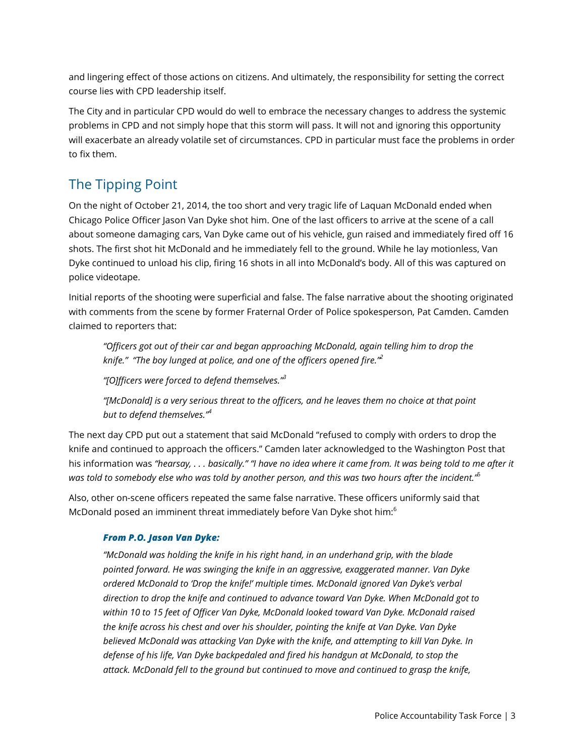and lingering effect of those actions on citizens. And ultimately, the responsibility for setting the correct course lies with CPD leadership itself.

The City and in particular CPD would do well to embrace the necessary changes to address the systemic problems in CPD and not simply hope that this storm will pass. It will not and ignoring this opportunity will exacerbate an already volatile set of circumstances. CPD in particular must face the problems in order to fix them.

## The Tipping Point

On the night of October 21, 2014, the too short and very tragic life of Laquan McDonald ended when Chicago Police Officer Jason Van Dyke shot him. One of the last officers to arrive at the scene of a call about someone damaging cars, Van Dyke came out of his vehicle, gun raised and immediately fired off 16 shots. The first shot hit McDonald and he immediately fell to the ground. While he lay motionless, Van Dyke continued to unload his clip, firing 16 shots in all into McDonald's body. All of this was captured on police videotape.

Initial reports of the shooting were superficial and false. The false narrative about the shooting originated with comments from the scene by former Fraternal Order of Police spokesperson, Pat Camden. Camden claimed to reporters that:

> *"Officers got out of their car and began approaching McDonald, again telling him to drop the knife." "The boy lunged at police, and one of the officers opened fire."*[2]
>
> *"[O]fficers were forced to defend themselves."*[3]
>
> *"[McDonald] is a very serious threat to the officers, and he leaves them no choice at that point but to defend themselves."*[4]

The next day CPD put out a statement that said McDonald "refused to comply with orders to drop the knife and continued to approach the officers." Camden later acknowledged to the Washington Post that his information was *"hearsay, . . . basically." "I have no idea where it came from. It was being told to me after it was told to somebody else who was told by another person, and this was two hours after the incident."*[5]

Also, other on-scene officers repeated the same false narrative. These officers uniformly said that McDonald posed an imminent threat immediately before Van Dyke shot him:[6]

> ***From P.O. Jason Van Dyke:***
>
> *"McDonald was holding the knife in his right hand, in an underhand grip, with the blade pointed forward. He was swinging the knife in an aggressive, exaggerated manner. Van Dyke ordered McDonald to 'Drop the knife!' multiple times. McDonald ignored Van Dyke's verbal direction to drop the knife and continued to advance toward Van Dyke. When McDonald got to within 10 to 15 feet of Officer Van Dyke, McDonald looked toward Van Dyke. McDonald raised the knife across his chest and over his shoulder, pointing the knife at Van Dyke. Van Dyke believed McDonald was attacking Van Dyke with the knife, and attempting to kill Van Dyke. In defense of his life, Van Dyke backpedaled and fired his handgun at McDonald, to stop the attack. McDonald fell to the ground but continued to move and continued to grasp the knife,*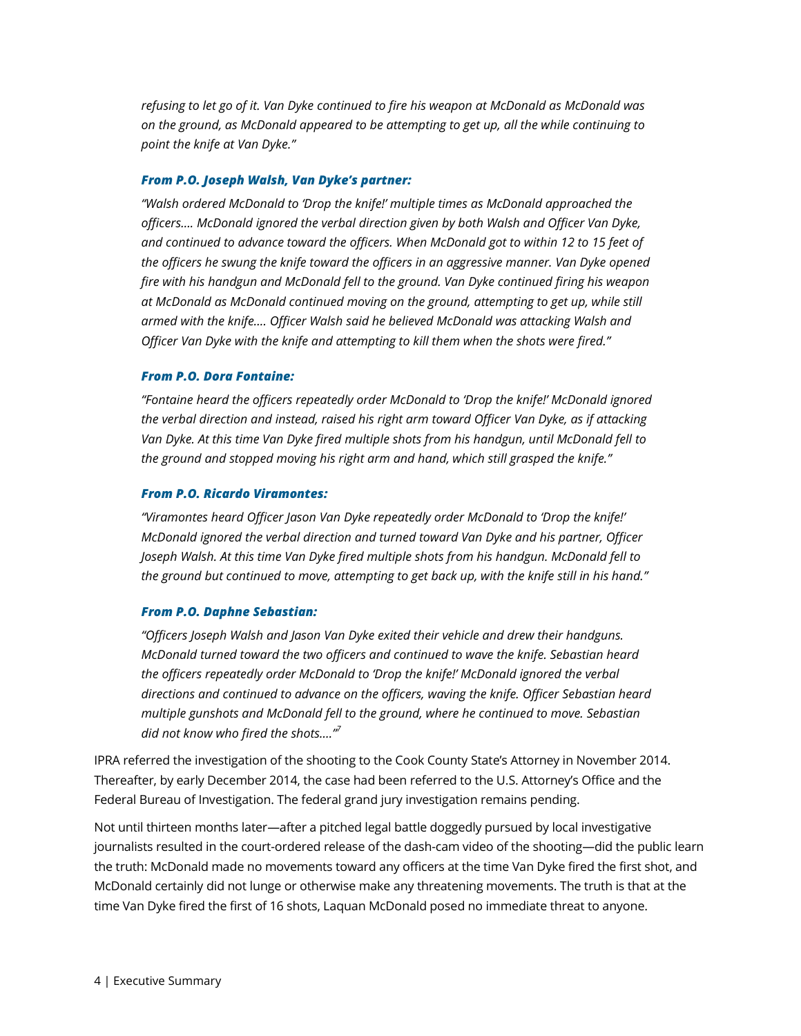*refusing to let go of it. Van Dyke continued to fire his weapon at McDonald as McDonald was on the ground, as McDonald appeared to be attempting to get up, all the while continuing to point the knife at Van Dyke."*

***From P.O. Joseph Walsh, Van Dyke's partner:***

*"Walsh ordered McDonald to 'Drop the knife!' multiple times as McDonald approached the officers.... McDonald ignored the verbal direction given by both Walsh and Officer Van Dyke, and continued to advance toward the officers. When McDonald got to within 12 to 15 feet of the officers he swung the knife toward the officers in an aggressive manner. Van Dyke opened fire with his handgun and McDonald fell to the ground. Van Dyke continued firing his weapon at McDonald as McDonald continued moving on the ground, attempting to get up, while still armed with the knife.... Officer Walsh said he believed McDonald was attacking Walsh and Officer Van Dyke with the knife and attempting to kill them when the shots were fired."*

***From P.O. Dora Fontaine:***

*"Fontaine heard the officers repeatedly order McDonald to 'Drop the knife!' McDonald ignored the verbal direction and instead, raised his right arm toward Officer Van Dyke, as if attacking Van Dyke. At this time Van Dyke fired multiple shots from his handgun, until McDonald fell to the ground and stopped moving his right arm and hand, which still grasped the knife."*

***From P.O. Ricardo Viramontes:***

*"Viramontes heard Officer Jason Van Dyke repeatedly order McDonald to 'Drop the knife!' McDonald ignored the verbal direction and turned toward Van Dyke and his partner, Officer Joseph Walsh. At this time Van Dyke fired multiple shots from his handgun. McDonald fell to the ground but continued to move, attempting to get back up, with the knife still in his hand."*

***From P.O. Daphne Sebastian:***

*"Officers Joseph Walsh and Jason Van Dyke exited their vehicle and drew their handguns. McDonald turned toward the two officers and continued to wave the knife. Sebastian heard the officers repeatedly order McDonald to 'Drop the knife!' McDonald ignored the verbal directions and continued to advance on the officers, waving the knife. Officer Sebastian heard multiple gunshots and McDonald fell to the ground, where he continued to move. Sebastian did not know who fired the shots...."*[7]

IPRA referred the investigation of the shooting to the Cook County State's Attorney in November 2014. Thereafter, by early December 2014, the case had been referred to the U.S. Attorney's Office and the Federal Bureau of Investigation. The federal grand jury investigation remains pending.

Not until thirteen months later—after a pitched legal battle doggedly pursued by local investigative journalists resulted in the court-ordered release of the dash-cam video of the shooting—did the public learn the truth: McDonald made no movements toward any officers at the time Van Dyke fired the first shot, and McDonald certainly did not lunge or otherwise make any threatening movements. The truth is that at the time Van Dyke fired the first of 16 shots, Laquan McDonald posed no immediate threat to anyone.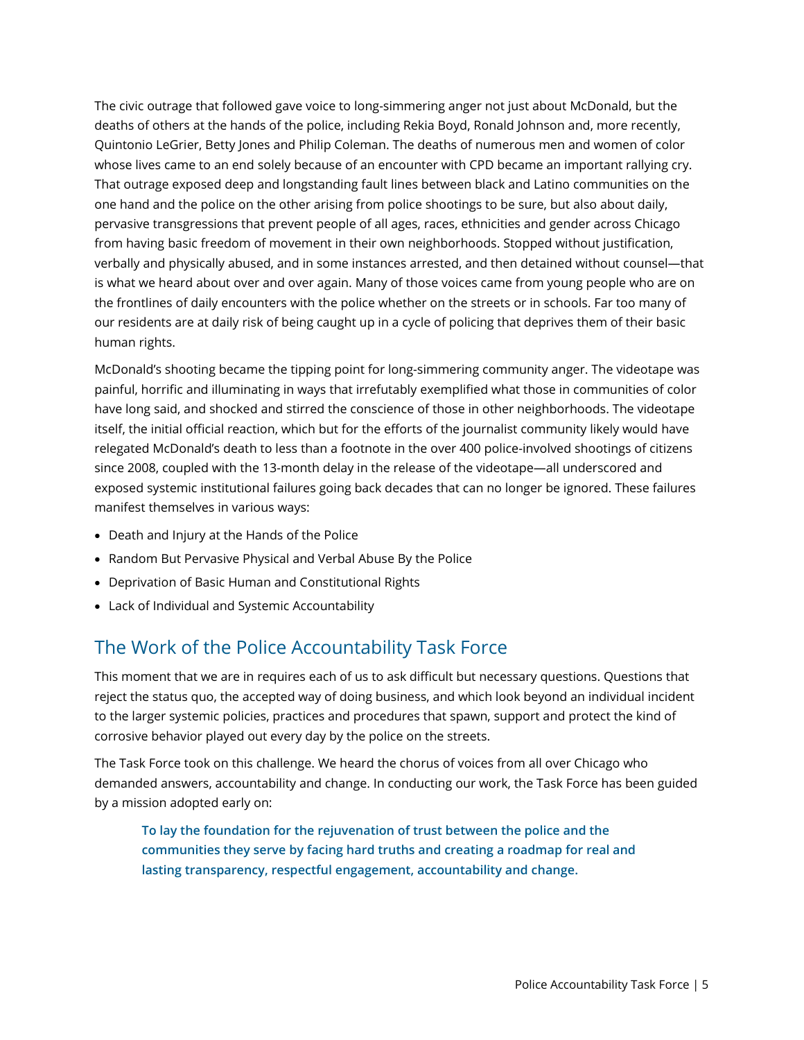The civic outrage that followed gave voice to long-simmering anger not just about McDonald, but the deaths of others at the hands of the police, including Rekia Boyd, Ronald Johnson and, more recently, Quintonio LeGrier, Betty Jones and Philip Coleman. The deaths of numerous men and women of color whose lives came to an end solely because of an encounter with CPD became an important rallying cry. That outrage exposed deep and longstanding fault lines between black and Latino communities on the one hand and the police on the other arising from police shootings to be sure, but also about daily, pervasive transgressions that prevent people of all ages, races, ethnicities and gender across Chicago from having basic freedom of movement in their own neighborhoods. Stopped without justification, verbally and physically abused, and in some instances arrested, and then detained without counsel—that is what we heard about over and over again. Many of those voices came from young people who are on the frontlines of daily encounters with the police whether on the streets or in schools. Far too many of our residents are at daily risk of being caught up in a cycle of policing that deprives them of their basic human rights.

McDonald's shooting became the tipping point for long-simmering community anger. The videotape was painful, horrific and illuminating in ways that irrefutably exemplified what those in communities of color have long said, and shocked and stirred the conscience of those in other neighborhoods. The videotape itself, the initial official reaction, which but for the efforts of the journalist community likely would have relegated McDonald's death to less than a footnote in the over 400 police-involved shootings of citizens since 2008, coupled with the 13-month delay in the release of the videotape—all underscored and exposed systemic institutional failures going back decades that can no longer be ignored. These failures manifest themselves in various ways:

- Death and Injury at the Hands of the Police
- Random But Pervasive Physical and Verbal Abuse By the Police
- Deprivation of Basic Human and Constitutional Rights
- Lack of Individual and Systemic Accountability

## The Work of the Police Accountability Task Force

This moment that we are in requires each of us to ask difficult but necessary questions. Questions that reject the status quo, the accepted way of doing business, and which look beyond an individual incident to the larger systemic policies, practices and procedures that spawn, support and protect the kind of corrosive behavior played out every day by the police on the streets.

The Task Force took on this challenge. We heard the chorus of voices from all over Chicago who demanded answers, accountability and change. In conducting our work, the Task Force has been guided by a mission adopted early on:

> **To lay the foundation for the rejuvenation of trust between the police and the communities they serve by facing hard truths and creating a roadmap for real and lasting transparency, respectful engagement, accountability and change.**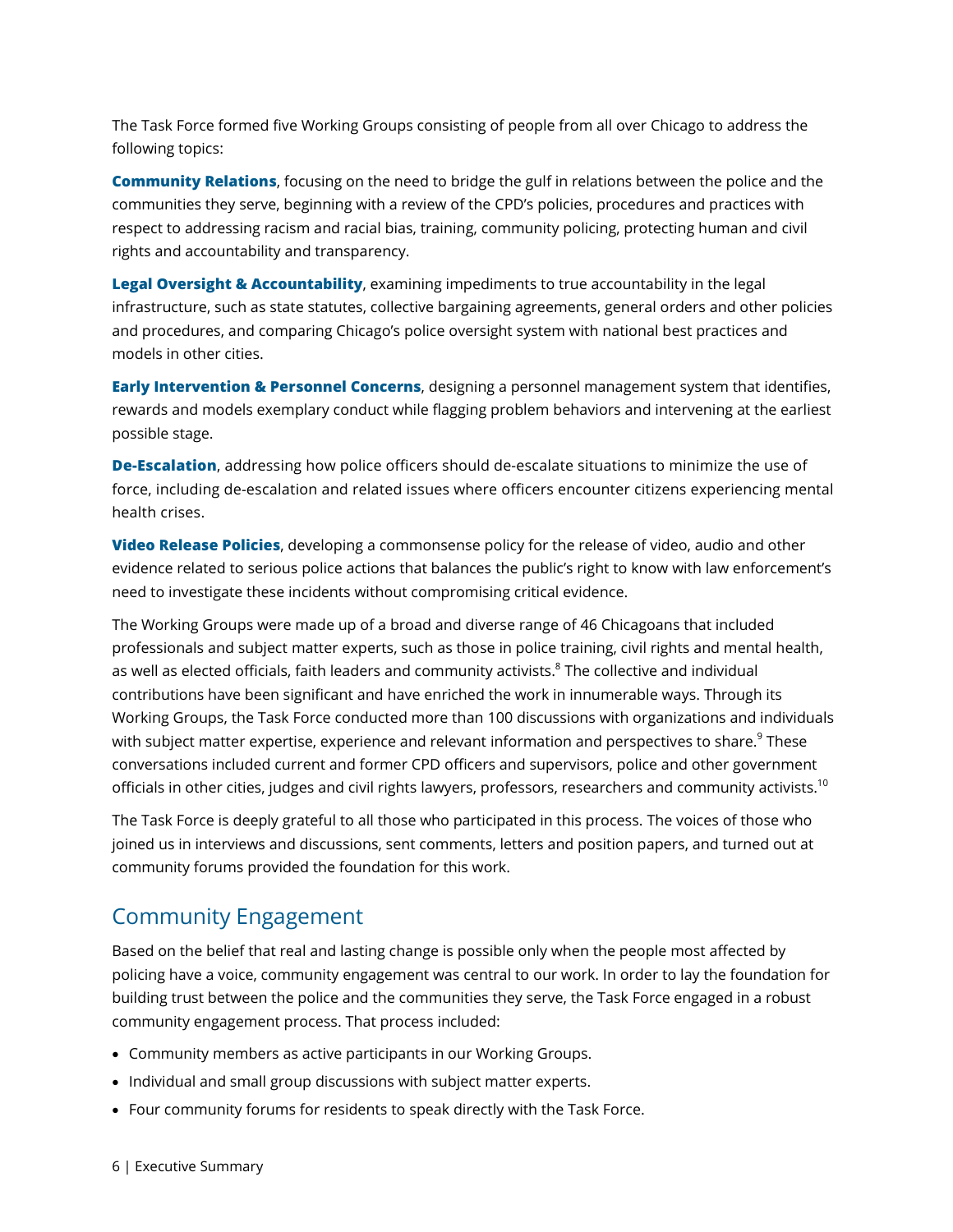The Task Force formed five Working Groups consisting of people from all over Chicago to address the following topics:

**Community Relations**, focusing on the need to bridge the gulf in relations between the police and the communities they serve, beginning with a review of the CPD's policies, procedures and practices with respect to addressing racism and racial bias, training, community policing, protecting human and civil rights and accountability and transparency.

**Legal Oversight & Accountability**, examining impediments to true accountability in the legal infrastructure, such as state statutes, collective bargaining agreements, general orders and other policies and procedures, and comparing Chicago's police oversight system with national best practices and models in other cities.

**Early Intervention & Personnel Concerns**, designing a personnel management system that identifies, rewards and models exemplary conduct while flagging problem behaviors and intervening at the earliest possible stage.

**De-Escalation**, addressing how police officers should de-escalate situations to minimize the use of force, including de-escalation and related issues where officers encounter citizens experiencing mental health crises.

**Video Release Policies**, developing a commonsense policy for the release of video, audio and other evidence related to serious police actions that balances the public's right to know with law enforcement's need to investigate these incidents without compromising critical evidence.

The Working Groups were made up of a broad and diverse range of 46 Chicagoans that included professionals and subject matter experts, such as those in police training, civil rights and mental health, as well as elected officials, faith leaders and community activists.[8] The collective and individual contributions have been significant and have enriched the work in innumerable ways. Through its Working Groups, the Task Force conducted more than 100 discussions with organizations and individuals with subject matter expertise, experience and relevant information and perspectives to share.[9] These conversations included current and former CPD officers and supervisors, police and other government officials in other cities, judges and civil rights lawyers, professors, researchers and community activists.[10]

The Task Force is deeply grateful to all those who participated in this process. The voices of those who joined us in interviews and discussions, sent comments, letters and position papers, and turned out at community forums provided the foundation for this work.

## Community Engagement

Based on the belief that real and lasting change is possible only when the people most affected by policing have a voice, community engagement was central to our work. In order to lay the foundation for building trust between the police and the communities they serve, the Task Force engaged in a robust community engagement process. That process included:

- Community members as active participants in our Working Groups.
- Individual and small group discussions with subject matter experts.
- Four community forums for residents to speak directly with the Task Force.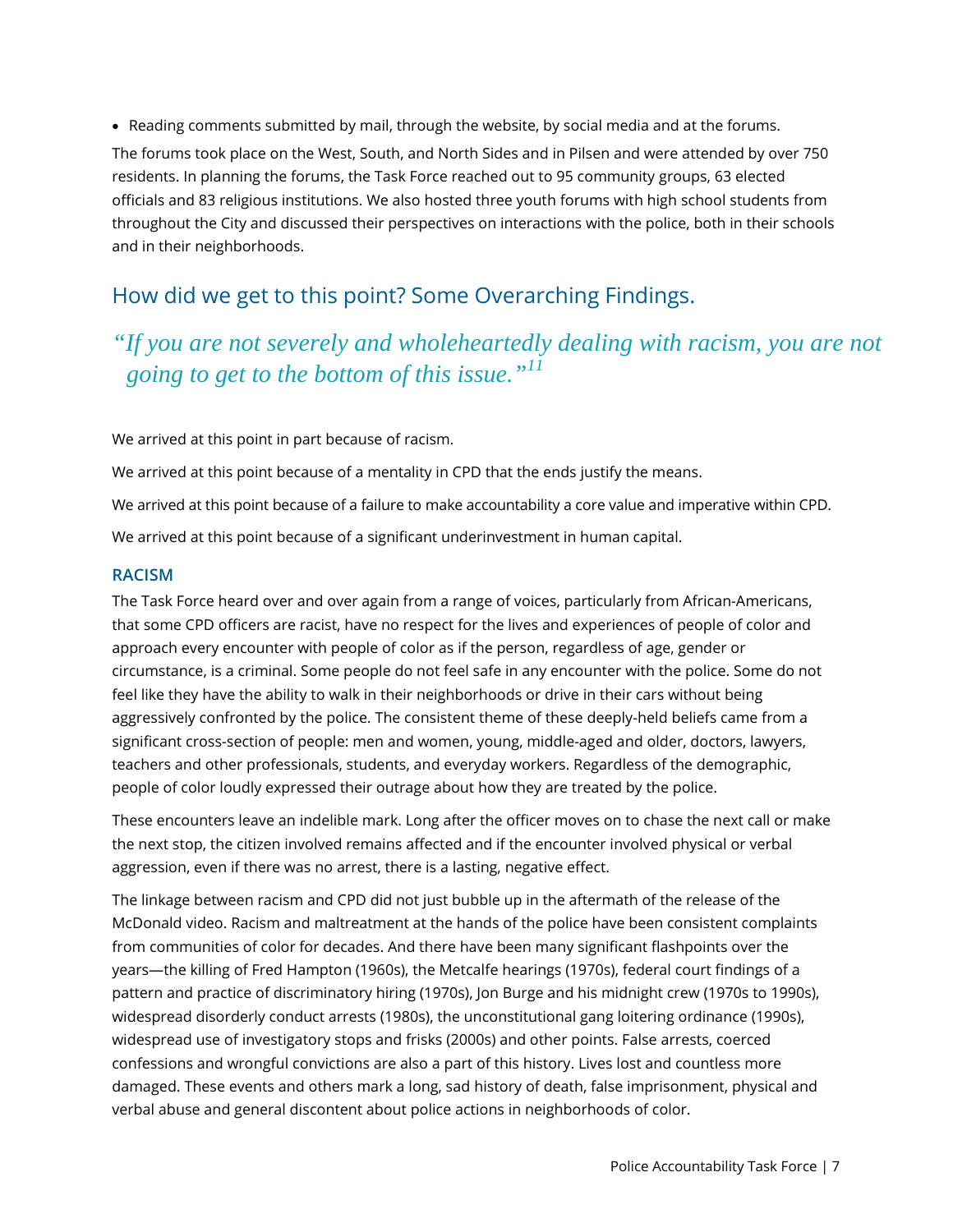- Reading comments submitted by mail, through the website, by social media and at the forums.

The forums took place on the West, South, and North Sides and in Pilsen and were attended by over 750 residents. In planning the forums, the Task Force reached out to 95 community groups, 63 elected officials and 83 religious institutions. We also hosted three youth forums with high school students from throughout the City and discussed their perspectives on interactions with the police, both in their schools and in their neighborhoods.

## How did we get to this point? Some Overarching Findings.

*"If you are not severely and wholeheartedly dealing with racism, you are not going to get to the bottom of this issue."*[11]

We arrived at this point in part because of racism.

We arrived at this point because of a mentality in CPD that the ends justify the means.

We arrived at this point because of a failure to make accountability a core value and imperative within CPD.

We arrived at this point because of a significant underinvestment in human capital.

### RACISM

The Task Force heard over and over again from a range of voices, particularly from African-Americans, that some CPD officers are racist, have no respect for the lives and experiences of people of color and approach every encounter with people of color as if the person, regardless of age, gender or circumstance, is a criminal. Some people do not feel safe in any encounter with the police. Some do not feel like they have the ability to walk in their neighborhoods or drive in their cars without being aggressively confronted by the police. The consistent theme of these deeply-held beliefs came from a significant cross-section of people: men and women, young, middle-aged and older, doctors, lawyers, teachers and other professionals, students, and everyday workers. Regardless of the demographic, people of color loudly expressed their outrage about how they are treated by the police.

These encounters leave an indelible mark. Long after the officer moves on to chase the next call or make the next stop, the citizen involved remains affected and if the encounter involved physical or verbal aggression, even if there was no arrest, there is a lasting, negative effect.

The linkage between racism and CPD did not just bubble up in the aftermath of the release of the McDonald video. Racism and maltreatment at the hands of the police have been consistent complaints from communities of color for decades. And there have been many significant flashpoints over the years—the killing of Fred Hampton (1960s), the Metcalfe hearings (1970s), federal court findings of a pattern and practice of discriminatory hiring (1970s), Jon Burge and his midnight crew (1970s to 1990s), widespread disorderly conduct arrests (1980s), the unconstitutional gang loitering ordinance (1990s), widespread use of investigatory stops and frisks (2000s) and other points. False arrests, coerced confessions and wrongful convictions are also a part of this history. Lives lost and countless more damaged. These events and others mark a long, sad history of death, false imprisonment, physical and verbal abuse and general discontent about police actions in neighborhoods of color.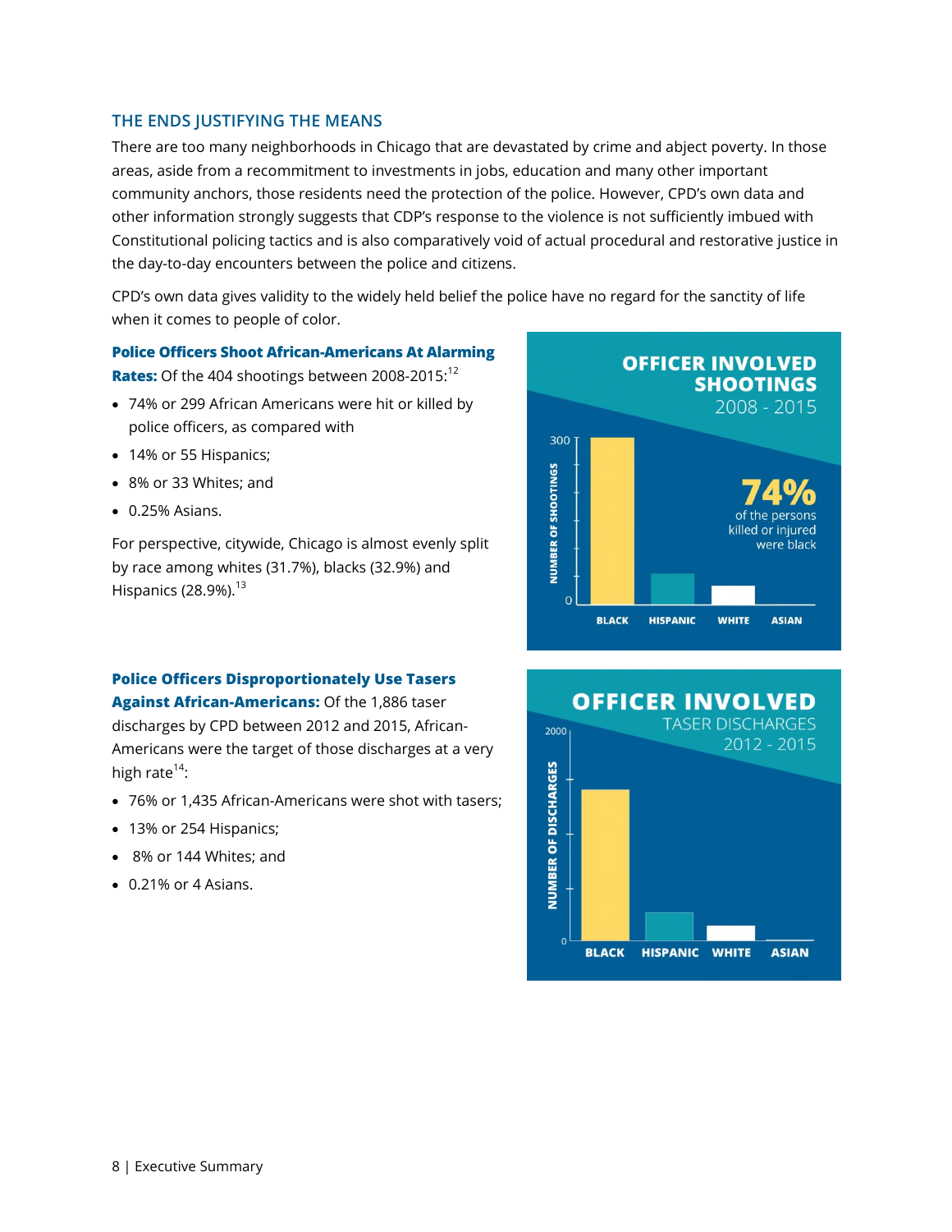## THE ENDS JUSTIFYING THE MEANS

There are too many neighborhoods in Chicago that are devastated by crime and abject poverty. In those areas, aside from a recommitment to investments in jobs, education and many other important community anchors, those residents need the protection of the police. However, CPD's own data and other information strongly suggests that CDP's response to the violence is not sufficiently imbued with Constitutional policing tactics and is also comparatively void of actual procedural and restorative justice in the day-to-day encounters between the police and citizens.

CPD's own data gives validity to the widely held belief the police have no regard for the sanctity of life when it comes to people of color.

**Police Officers Shoot African-Americans At Alarming Rates:** Of the 404 shootings between 2008-2015:[12]

- 74% or 299 African Americans were hit or killed by police officers, as compared with
- 14% or 55 Hispanics;
- 8% or 33 Whites; and
- 0.25% Asians.

For perspective, citywide, Chicago is almost evenly split by race among whites (31.7%), blacks (32.9%) and Hispanics (28.9%).[13]

**OFFICER INVOLVED SHOOTINGS 2008 - 2015**

**74%** of the persons killed or injured were black

NUMBER OF SHOOTINGS (0–300): BLACK, HISPANIC, WHITE, ASIAN

**Police Officers Disproportionately Use Tasers Against African-Americans:** Of the 1,886 taser discharges by CPD between 2012 and 2015, African-Americans were the target of those discharges at a very high rate[14]:

- 76% or 1,435 African-Americans were shot with tasers;
- 13% or 254 Hispanics;
- 8% or 144 Whites; and
- 0.21% or 4 Asians.

**OFFICER INVOLVED TASER DISCHARGES 2012 - 2015**

NUMBER OF DISCHARGES (0–2000): BLACK, HISPANIC, WHITE, ASIAN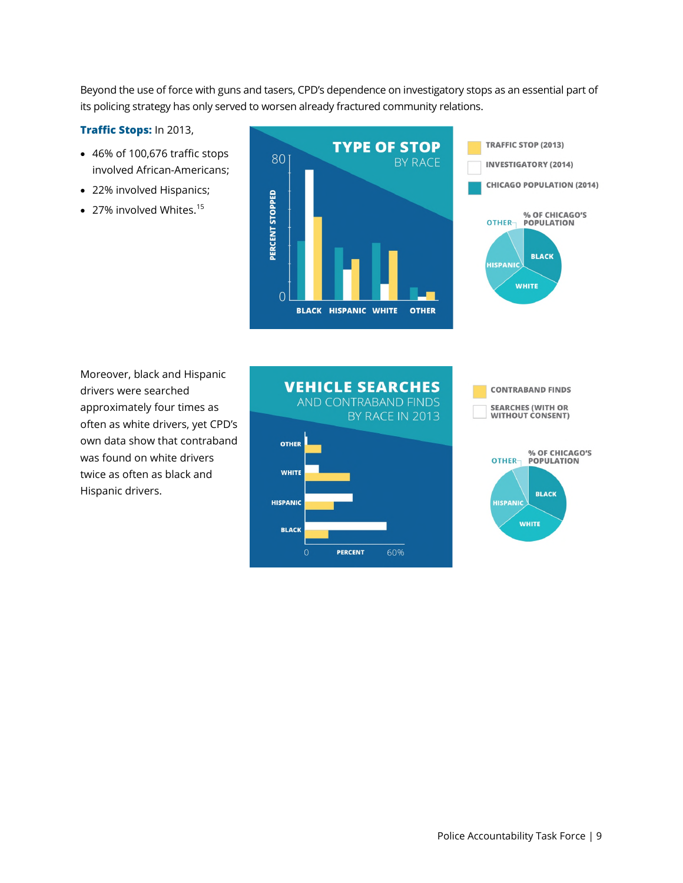Beyond the use of force with guns and tasers, CPD's dependence on investigatory stops as an essential part of its policing strategy has only served to worsen already fractured community relations.

**Traffic Stops:** In 2013,

- 46% of 100,676 traffic stops involved African-Americans;
- 22% involved Hispanics;
- 27% involved Whites.[15]

**TYPE OF STOP** BY RACE

TRAFFIC STOP (2013)
INVESTIGATORY (2014)
CHICAGO POPULATION (2014)

PERCENT STOPPED: 0–80

BLACK HISPANIC WHITE OTHER

% OF CHICAGO'S POPULATION: OTHER, BLACK, HISPANIC, WHITE

Moreover, black and Hispanic drivers were searched approximately four times as often as white drivers, yet CPD's own data show that contraband was found on white drivers twice as often as black and Hispanic drivers.

**VEHICLE SEARCHES** AND CONTRABAND FINDS BY RACE IN 2013

CONTRABAND FINDS
SEARCHES (WITH OR WITHOUT CONSENT)

OTHER
WHITE
HISPANIC
BLACK

PERCENT: 0–60%

% OF CHICAGO'S POPULATION: OTHER, BLACK, HISPANIC, WHITE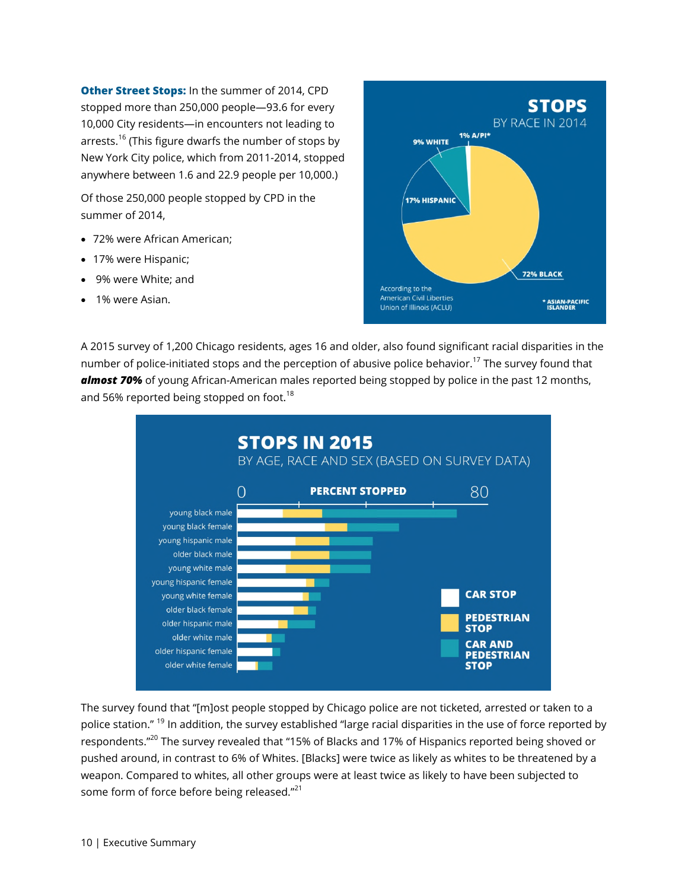**Other Street Stops:** In the summer of 2014, CPD stopped more than 250,000 people—93.6 for every 10,000 City residents—in encounters not leading to arrests.[16] (This figure dwarfs the number of stops by New York City police, which from 2011-2014, stopped anywhere between 1.6 and 22.9 people per 10,000.)

Of those 250,000 people stopped by CPD in the summer of 2014,

- 72% were African American;
- 17% were Hispanic;
- 9% were White; and
- 1% were Asian.

**STOPS**
BY RACE IN 2014

1% A/PI*
9% WHITE
17% HISPANIC
72% BLACK

According to the American Civil Liberties Union of Illinois (ACLU)

* ASIAN-PACIFIC ISLANDER

A 2015 survey of 1,200 Chicago residents, ages 16 and older, also found significant racial disparities in the number of police-initiated stops and the perception of abusive police behavior.[17] The survey found that ***almost 70%*** of young African-American males reported being stopped by police in the past 12 months, and 56% reported being stopped on foot.[18]

**STOPS IN 2015**
BY AGE, RACE AND SEX (BASED ON SURVEY DATA)

PERCENT STOPPED (0 – 80)

young black male, young black female, young hispanic male, older black male, young white male, young hispanic female, young white female, older black female, older hispanic male, older white male, older hispanic female, older white female

CAR STOP
PEDESTRIAN STOP
CAR AND PEDESTRIAN STOP

The survey found that "[m]ost people stopped by Chicago police are not ticketed, arrested or taken to a police station." [19] In addition, the survey established "large racial disparities in the use of force reported by respondents."[20] The survey revealed that "15% of Blacks and 17% of Hispanics reported being shoved or pushed around, in contrast to 6% of Whites. [Blacks] were twice as likely as whites to be threatened by a weapon. Compared to whites, all other groups were at least twice as likely to have been subjected to some form of force before being released."[21]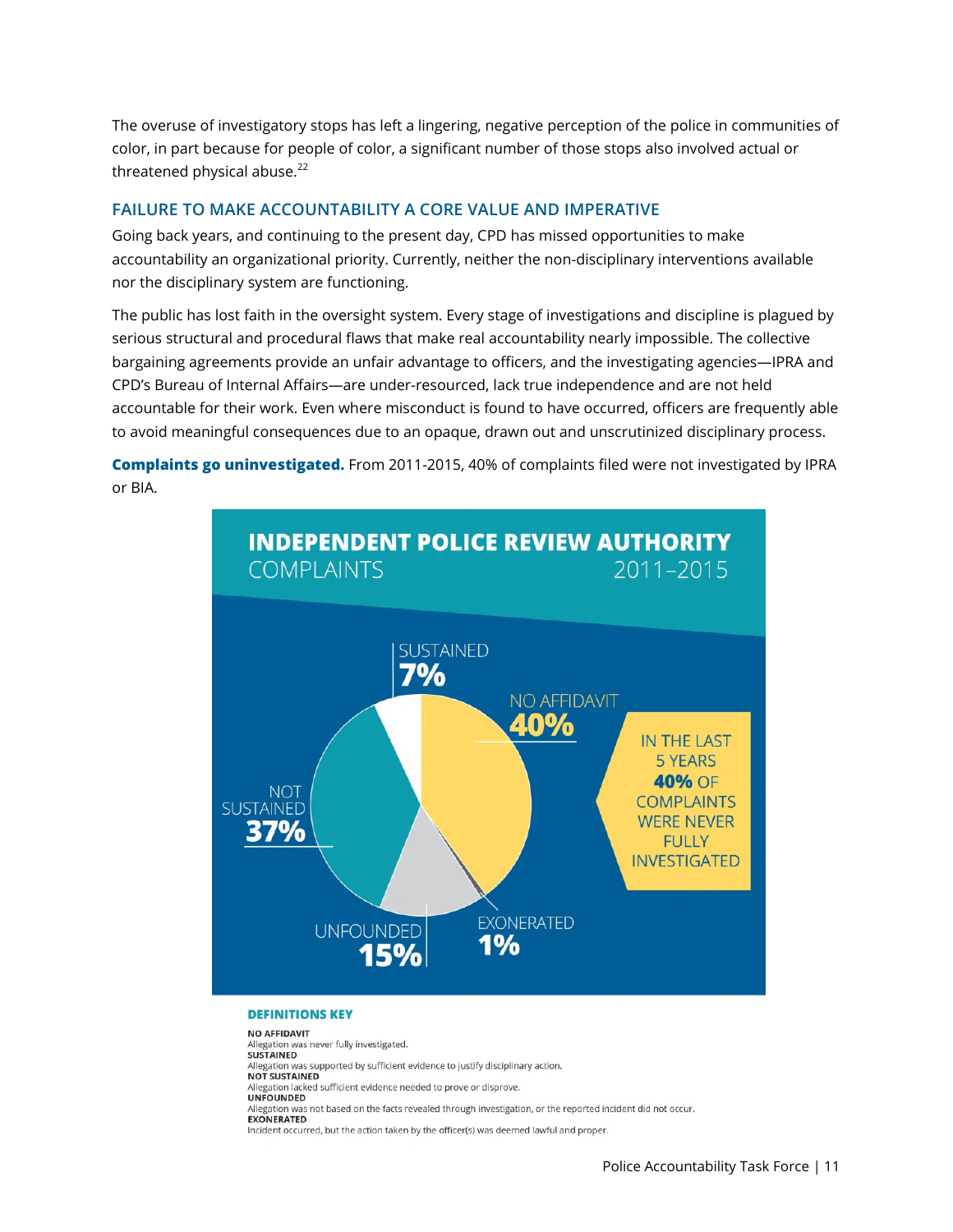The overuse of investigatory stops has left a lingering, negative perception of the police in communities of color, in part because for people of color, a significant number of those stops also involved actual or threatened physical abuse.[22]

### FAILURE TO MAKE ACCOUNTABILITY A CORE VALUE AND IMPERATIVE

Going back years, and continuing to the present day, CPD has missed opportunities to make accountability an organizational priority. Currently, neither the non-disciplinary interventions available nor the disciplinary system are functioning.

The public has lost faith in the oversight system. Every stage of investigations and discipline is plagued by serious structural and procedural flaws that make real accountability nearly impossible. The collective bargaining agreements provide an unfair advantage to officers, and the investigating agencies—IPRA and CPD's Bureau of Internal Affairs—are under-resourced, lack true independence and are not held accountable for their work. Even where misconduct is found to have occurred, officers are frequently able to avoid meaningful consequences due to an opaque, drawn out and unscrutinized disciplinary process.

**Complaints go uninvestigated.** From 2011-2015, 40% of complaints filed were not investigated by IPRA or BIA.

**INDEPENDENT POLICE REVIEW AUTHORITY**
COMPLAINTS 2011–2015

| Outcome | Percentage |
| --- | --- |
| No Affidavit | 40% |
| Not Sustained | 37% |
| Unfounded | 15% |
| Sustained | 7% |
| Exonerated | 1% |

IN THE LAST 5 YEARS **40%** OF COMPLAINTS WERE NEVER FULLY INVESTIGATED

**DEFINITIONS KEY**

**NO AFFIDAVIT**
Allegation was never fully investigated.
**SUSTAINED**
Allegation was supported by sufficient evidence to justify disciplinary action.
**NOT SUSTAINED**
Allegation lacked sufficient evidence needed to prove or disprove.
**UNFOUNDED**
Allegation was not based on the facts revealed through investigation, or the reported incident did not occur.
**EXONERATED**
Incident occurred, but the action taken by the officer(s) was deemed lawful and proper.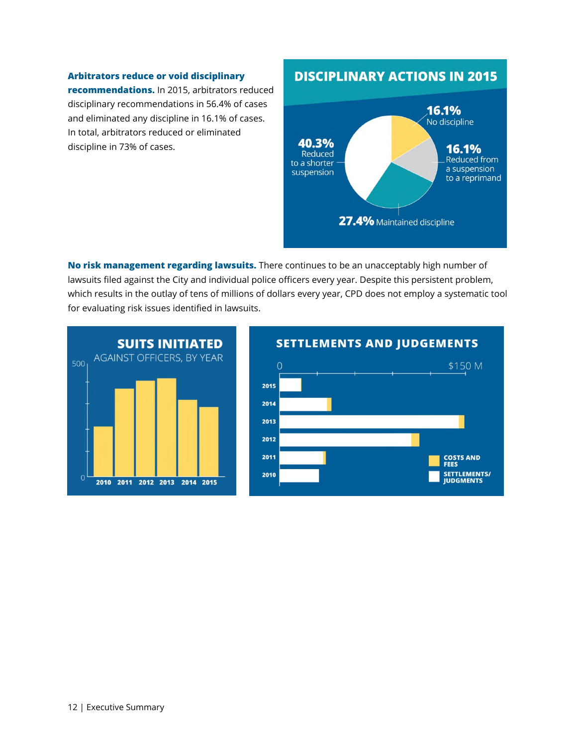**Arbitrators reduce or void disciplinary recommendations.** In 2015, arbitrators reduced disciplinary recommendations in 56.4% of cases and eliminated any discipline in 16.1% of cases. In total, arbitrators reduced or eliminated discipline in 73% of cases.

**DISCIPLINARY ACTIONS IN 2015**

- 16.1% No discipline
- 16.1% Reduced from a suspension to a reprimand
- 27.4% Maintained discipline
- 40.3% Reduced to a shorter suspension

**No risk management regarding lawsuits.** There continues to be an unacceptably high number of lawsuits filed against the City and individual police officers every year. Despite this persistent problem, which results in the outlay of tens of millions of dollars every year, CPD does not employ a systematic tool for evaluating risk issues identified in lawsuits.

**SUITS INITIATED** AGAINST OFFICERS, BY YEAR

**SETTLEMENTS AND JUDGEMENTS**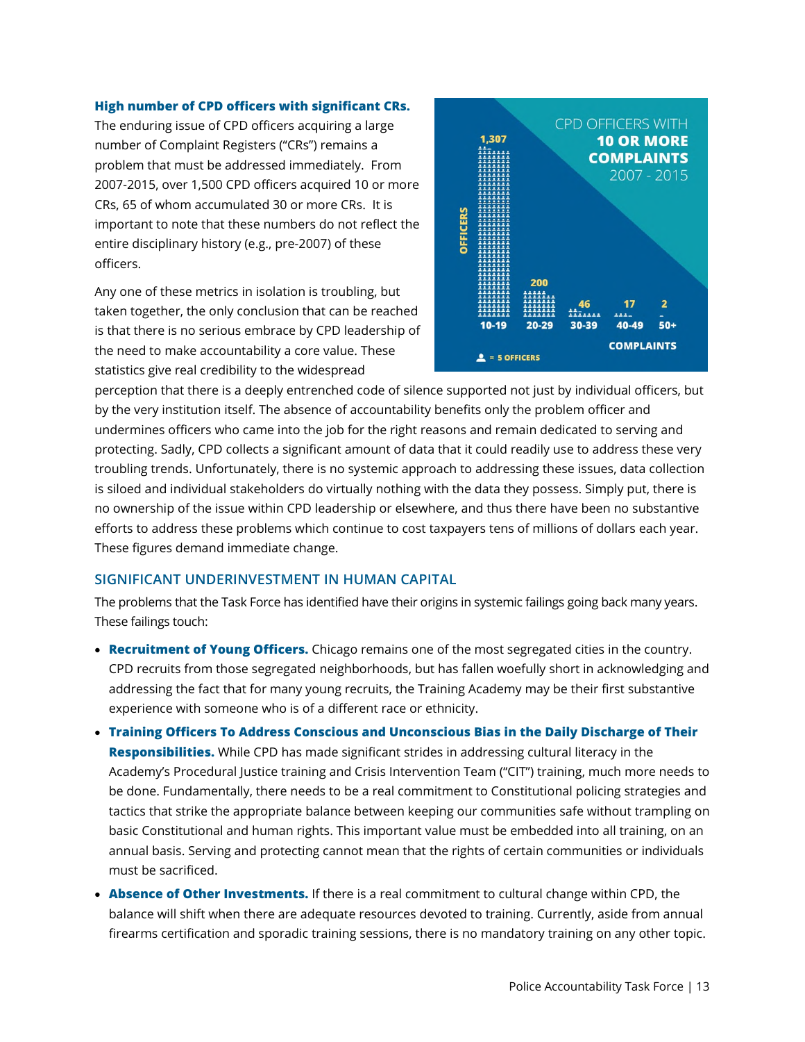**High number of CPD officers with significant CRs.** The enduring issue of CPD officers acquiring a large number of Complaint Registers ("CRs") remains a problem that must be addressed immediately. From 2007-2015, over 1,500 CPD officers acquired 10 or more CRs, 65 of whom accumulated 30 or more CRs. It is important to note that these numbers do not reflect the entire disciplinary history (e.g., pre-2007) of these officers.

CPD OFFICERS WITH **10 OR MORE COMPLAINTS** 2007 - 2015

| Complaints | Officers |
| --- | --- |
| 10-19 | 1,307 |
| 20-29 | 200 |
| 30-39 | 46 |
| 40-49 | 17 |
| 50+ | 2 |

= 5 OFFICERS

Any one of these metrics in isolation is troubling, but taken together, the only conclusion that can be reached is that there is no serious embrace by CPD leadership of the need to make accountability a core value. These statistics give real credibility to the widespread perception that there is a deeply entrenched code of silence supported not just by individual officers, but by the very institution itself. The absence of accountability benefits only the problem officer and undermines officers who came into the job for the right reasons and remain dedicated to serving and protecting. Sadly, CPD collects a significant amount of data that it could readily use to address these very troubling trends. Unfortunately, there is no systemic approach to addressing these issues, data collection is siloed and individual stakeholders do virtually nothing with the data they possess. Simply put, there is no ownership of the issue within CPD leadership or elsewhere, and thus there have been no substantive efforts to address these problems which continue to cost taxpayers tens of millions of dollars each year. These figures demand immediate change.

## SIGNIFICANT UNDERINVESTMENT IN HUMAN CAPITAL

The problems that the Task Force has identified have their origins in systemic failings going back many years. These failings touch:

- **Recruitment of Young Officers.** Chicago remains one of the most segregated cities in the country. CPD recruits from those segregated neighborhoods, but has fallen woefully short in acknowledging and addressing the fact that for many young recruits, the Training Academy may be their first substantive experience with someone who is of a different race or ethnicity.
- **Training Officers To Address Conscious and Unconscious Bias in the Daily Discharge of Their Responsibilities.** While CPD has made significant strides in addressing cultural literacy in the Academy's Procedural Justice training and Crisis Intervention Team ("CIT") training, much more needs to be done. Fundamentally, there needs to be a real commitment to Constitutional policing strategies and tactics that strike the appropriate balance between keeping our communities safe without trampling on basic Constitutional and human rights. This important value must be embedded into all training, on an annual basis. Serving and protecting cannot mean that the rights of certain communities or individuals must be sacrificed.
- **Absence of Other Investments.** If there is a real commitment to cultural change within CPD, the balance will shift when there are adequate resources devoted to training. Currently, aside from annual firearms certification and sporadic training sessions, there is no mandatory training on any other topic.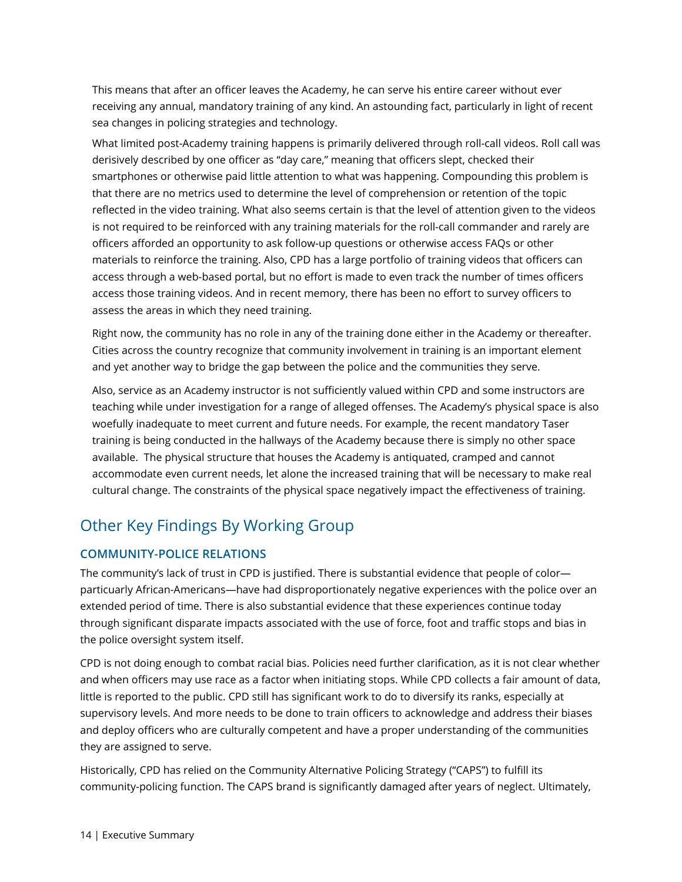This means that after an officer leaves the Academy, he can serve his entire career without ever receiving any annual, mandatory training of any kind. An astounding fact, particularly in light of recent sea changes in policing strategies and technology.

What limited post-Academy training happens is primarily delivered through roll-call videos. Roll call was derisively described by one officer as "day care," meaning that officers slept, checked their smartphones or otherwise paid little attention to what was happening. Compounding this problem is that there are no metrics used to determine the level of comprehension or retention of the topic reflected in the video training. What also seems certain is that the level of attention given to the videos is not required to be reinforced with any training materials for the roll-call commander and rarely are officers afforded an opportunity to ask follow-up questions or otherwise access FAQs or other materials to reinforce the training. Also, CPD has a large portfolio of training videos that officers can access through a web-based portal, but no effort is made to even track the number of times officers access those training videos. And in recent memory, there has been no effort to survey officers to assess the areas in which they need training.

Right now, the community has no role in any of the training done either in the Academy or thereafter. Cities across the country recognize that community involvement in training is an important element and yet another way to bridge the gap between the police and the communities they serve.

Also, service as an Academy instructor is not sufficiently valued within CPD and some instructors are teaching while under investigation for a range of alleged offenses. The Academy's physical space is also woefully inadequate to meet current and future needs. For example, the recent mandatory Taser training is being conducted in the hallways of the Academy because there is simply no other space available. The physical structure that houses the Academy is antiquated, cramped and cannot accommodate even current needs, let alone the increased training that will be necessary to make real cultural change. The constraints of the physical space negatively impact the effectiveness of training.

## Other Key Findings By Working Group

### COMMUNITY-POLICE RELATIONS

The community's lack of trust in CPD is justified. There is substantial evidence that people of color—particularly African-Americans—have had disproportionately negative experiences with the police over an extended period of time. There is also substantial evidence that these experiences continue today through significant disparate impacts associated with the use of force, foot and traffic stops and bias in the police oversight system itself.

CPD is not doing enough to combat racial bias. Policies need further clarification, as it is not clear whether and when officers may use race as a factor when initiating stops. While CPD collects a fair amount of data, little is reported to the public. CPD still has significant work to do to diversify its ranks, especially at supervisory levels. And more needs to be done to train officers to acknowledge and address their biases and deploy officers who are culturally competent and have a proper understanding of the communities they are assigned to serve.

Historically, CPD has relied on the Community Alternative Policing Strategy ("CAPS") to fulfill its community-policing function. The CAPS brand is significantly damaged after years of neglect. Ultimately,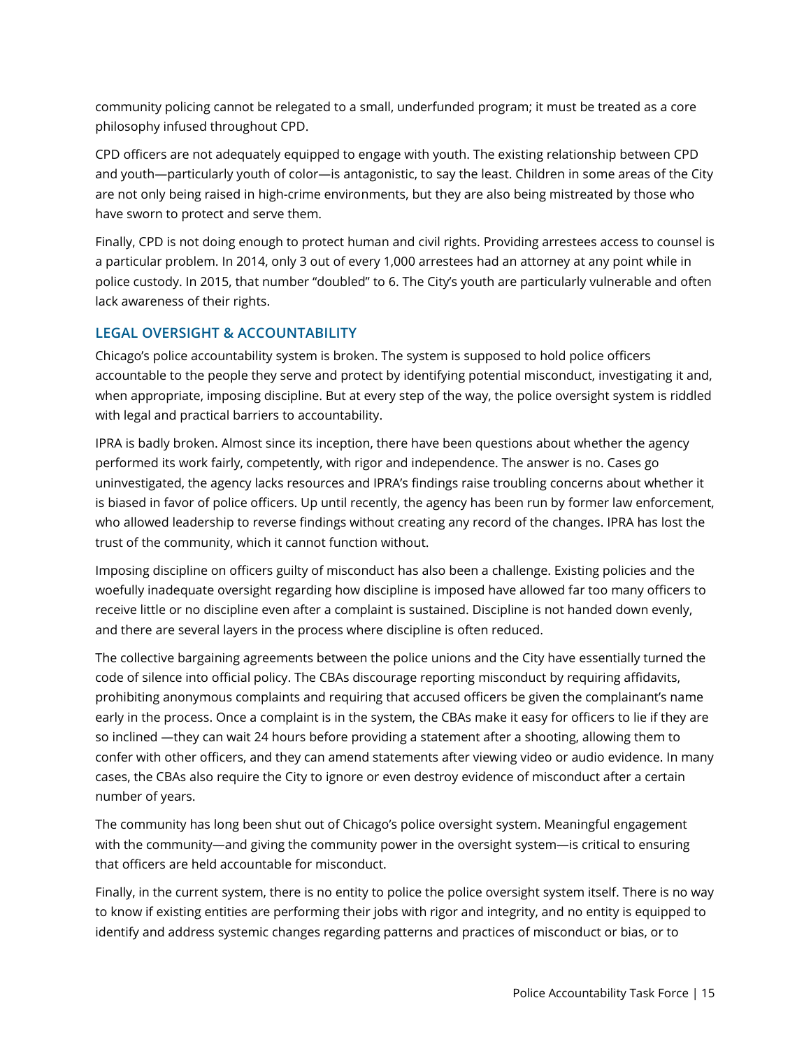community policing cannot be relegated to a small, underfunded program; it must be treated as a core philosophy infused throughout CPD.

CPD officers are not adequately equipped to engage with youth. The existing relationship between CPD and youth—particularly youth of color—is antagonistic, to say the least. Children in some areas of the City are not only being raised in high-crime environments, but they are also being mistreated by those who have sworn to protect and serve them.

Finally, CPD is not doing enough to protect human and civil rights. Providing arrestees access to counsel is a particular problem. In 2014, only 3 out of every 1,000 arrestees had an attorney at any point while in police custody. In 2015, that number "doubled" to 6. The City's youth are particularly vulnerable and often lack awareness of their rights.

### LEGAL OVERSIGHT & ACCOUNTABILITY

Chicago's police accountability system is broken. The system is supposed to hold police officers accountable to the people they serve and protect by identifying potential misconduct, investigating it and, when appropriate, imposing discipline. But at every step of the way, the police oversight system is riddled with legal and practical barriers to accountability.

IPRA is badly broken. Almost since its inception, there have been questions about whether the agency performed its work fairly, competently, with rigor and independence. The answer is no. Cases go uninvestigated, the agency lacks resources and IPRA's findings raise troubling concerns about whether it is biased in favor of police officers. Up until recently, the agency has been run by former law enforcement, who allowed leadership to reverse findings without creating any record of the changes. IPRA has lost the trust of the community, which it cannot function without.

Imposing discipline on officers guilty of misconduct has also been a challenge. Existing policies and the woefully inadequate oversight regarding how discipline is imposed have allowed far too many officers to receive little or no discipline even after a complaint is sustained. Discipline is not handed down evenly, and there are several layers in the process where discipline is often reduced.

The collective bargaining agreements between the police unions and the City have essentially turned the code of silence into official policy. The CBAs discourage reporting misconduct by requiring affidavits, prohibiting anonymous complaints and requiring that accused officers be given the complainant's name early in the process. Once a complaint is in the system, the CBAs make it easy for officers to lie if they are so inclined —they can wait 24 hours before providing a statement after a shooting, allowing them to confer with other officers, and they can amend statements after viewing video or audio evidence. In many cases, the CBAs also require the City to ignore or even destroy evidence of misconduct after a certain number of years.

The community has long been shut out of Chicago's police oversight system. Meaningful engagement with the community—and giving the community power in the oversight system—is critical to ensuring that officers are held accountable for misconduct.

Finally, in the current system, there is no entity to police the police oversight system itself. There is no way to know if existing entities are performing their jobs with rigor and integrity, and no entity is equipped to identify and address systemic changes regarding patterns and practices of misconduct or bias, or to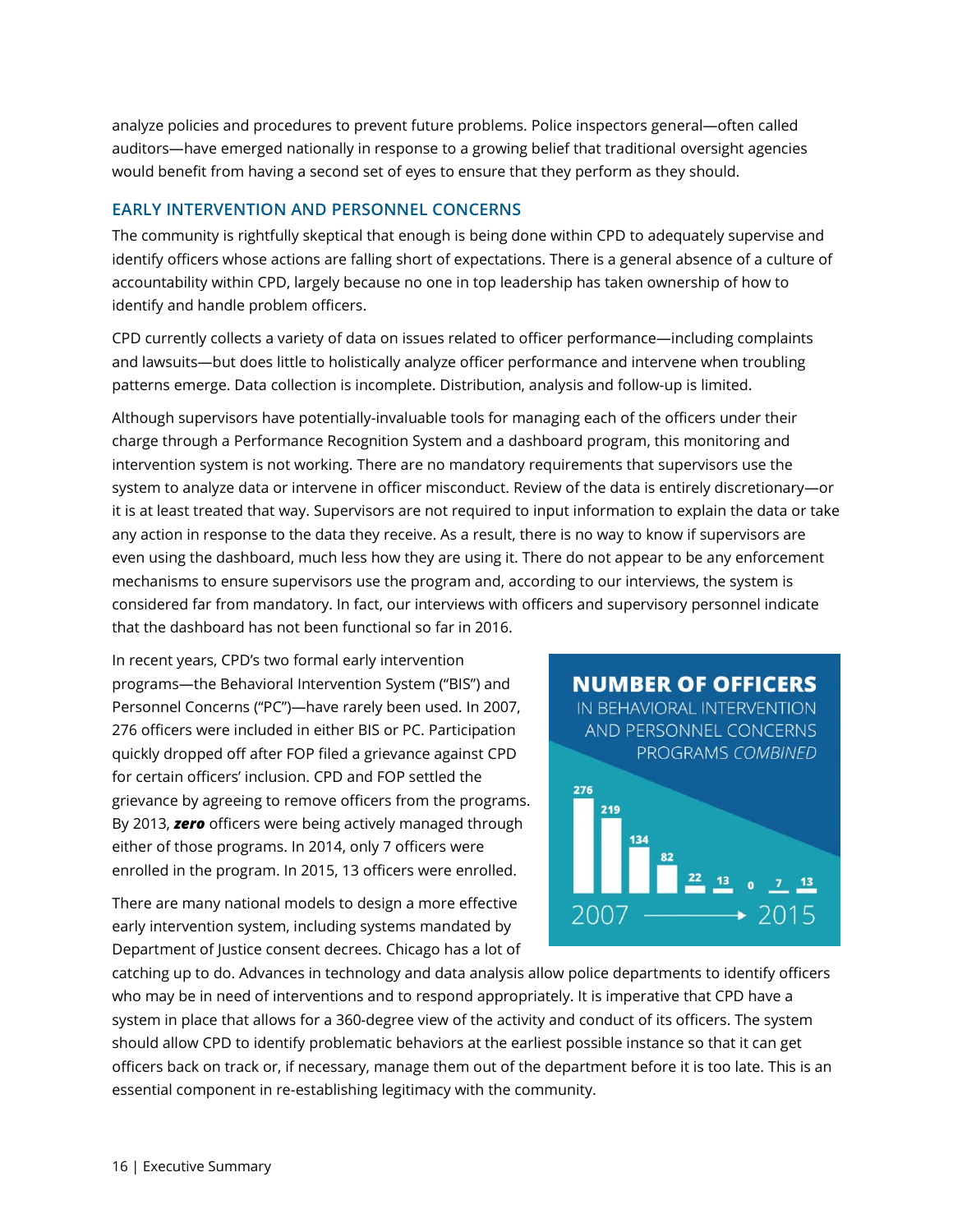analyze policies and procedures to prevent future problems. Police inspectors general—often called auditors—have emerged nationally in response to a growing belief that traditional oversight agencies would benefit from having a second set of eyes to ensure that they perform as they should.

## EARLY INTERVENTION AND PERSONNEL CONCERNS

The community is rightfully skeptical that enough is being done within CPD to adequately supervise and identify officers whose actions are falling short of expectations. There is a general absence of a culture of accountability within CPD, largely because no one in top leadership has taken ownership of how to identify and handle problem officers.

CPD currently collects a variety of data on issues related to officer performance—including complaints and lawsuits—but does little to holistically analyze officer performance and intervene when troubling patterns emerge. Data collection is incomplete. Distribution, analysis and follow-up is limited.

Although supervisors have potentially-invaluable tools for managing each of the officers under their charge through a Performance Recognition System and a dashboard program, this monitoring and intervention system is not working. There are no mandatory requirements that supervisors use the system to analyze data or intervene in officer misconduct. Review of the data is entirely discretionary—or it is at least treated that way. Supervisors are not required to input information to explain the data or take any action in response to the data they receive. As a result, there is no way to know if supervisors are even using the dashboard, much less how they are using it. There do not appear to be any enforcement mechanisms to ensure supervisors use the program and, according to our interviews, the system is considered far from mandatory. In fact, our interviews with officers and supervisory personnel indicate that the dashboard has not been functional so far in 2016.

In recent years, CPD's two formal early intervention programs—the Behavioral Intervention System ("BIS") and Personnel Concerns ("PC")—have rarely been used. In 2007, 276 officers were included in either BIS or PC. Participation quickly dropped off after FOP filed a grievance against CPD for certain officers' inclusion. CPD and FOP settled the grievance by agreeing to remove officers from the programs. By 2013, ***zero*** officers were being actively managed through either of those programs. In 2014, only 7 officers were enrolled in the program. In 2015, 13 officers were enrolled.

**NUMBER OF OFFICERS**
IN BEHAVIORAL INTERVENTION AND PERSONNEL CONCERNS PROGRAMS *COMBINED*

| 2007 | | | | | | | | 2015 |
|---|---|---|---|---|---|---|---|---|
| 276 | 219 | 134 | 82 | 22 | 13 | 0 | 7 | 13 |

There are many national models to design a more effective early intervention system, including systems mandated by Department of Justice consent decrees. Chicago has a lot of catching up to do. Advances in technology and data analysis allow police departments to identify officers who may be in need of interventions and to respond appropriately. It is imperative that CPD have a system in place that allows for a 360-degree view of the activity and conduct of its officers. The system should allow CPD to identify problematic behaviors at the earliest possible instance so that it can get officers back on track or, if necessary, manage them out of the department before it is too late. This is an essential component in re-establishing legitimacy with the community.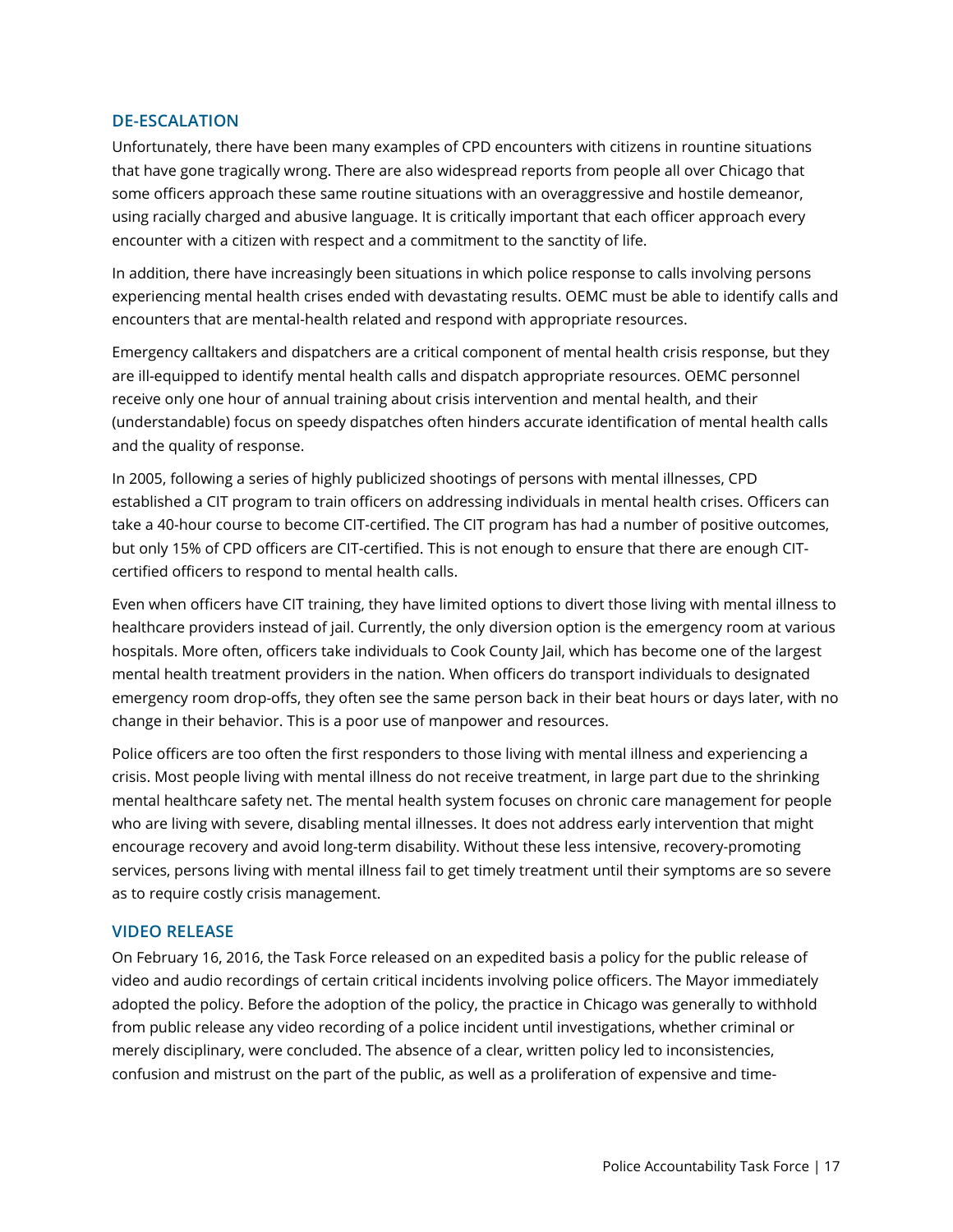## DE-ESCALATION

Unfortunately, there have been many examples of CPD encounters with citizens in rountine situations that have gone tragically wrong. There are also widespread reports from people all over Chicago that some officers approach these same routine situations with an overaggressive and hostile demeanor, using racially charged and abusive language. It is critically important that each officer approach every encounter with a citizen with respect and a commitment to the sanctity of life.

In addition, there have increasingly been situations in which police response to calls involving persons experiencing mental health crises ended with devastating results. OEMC must be able to identify calls and encounters that are mental-health related and respond with appropriate resources.

Emergency calltakers and dispatchers are a critical component of mental health crisis response, but they are ill-equipped to identify mental health calls and dispatch appropriate resources. OEMC personnel receive only one hour of annual training about crisis intervention and mental health, and their (understandable) focus on speedy dispatches often hinders accurate identification of mental health calls and the quality of response.

In 2005, following a series of highly publicized shootings of persons with mental illnesses, CPD established a CIT program to train officers on addressing individuals in mental health crises. Officers can take a 40-hour course to become CIT-certified. The CIT program has had a number of positive outcomes, but only 15% of CPD officers are CIT-certified. This is not enough to ensure that there are enough CIT-certified officers to respond to mental health calls.

Even when officers have CIT training, they have limited options to divert those living with mental illness to healthcare providers instead of jail. Currently, the only diversion option is the emergency room at various hospitals. More often, officers take individuals to Cook County Jail, which has become one of the largest mental health treatment providers in the nation. When officers do transport individuals to designated emergency room drop-offs, they often see the same person back in their beat hours or days later, with no change in their behavior. This is a poor use of manpower and resources.

Police officers are too often the first responders to those living with mental illness and experiencing a crisis. Most people living with mental illness do not receive treatment, in large part due to the shrinking mental healthcare safety net. The mental health system focuses on chronic care management for people who are living with severe, disabling mental illnesses. It does not address early intervention that might encourage recovery and avoid long-term disability. Without these less intensive, recovery-promoting services, persons living with mental illness fail to get timely treatment until their symptoms are so severe as to require costly crisis management.

## VIDEO RELEASE

On February 16, 2016, the Task Force released on an expedited basis a policy for the public release of video and audio recordings of certain critical incidents involving police officers. The Mayor immediately adopted the policy. Before the adoption of the policy, the practice in Chicago was generally to withhold from public release any video recording of a police incident until investigations, whether criminal or merely disciplinary, were concluded. The absence of a clear, written policy led to inconsistencies, confusion and mistrust on the part of the public, as well as a proliferation of expensive and time-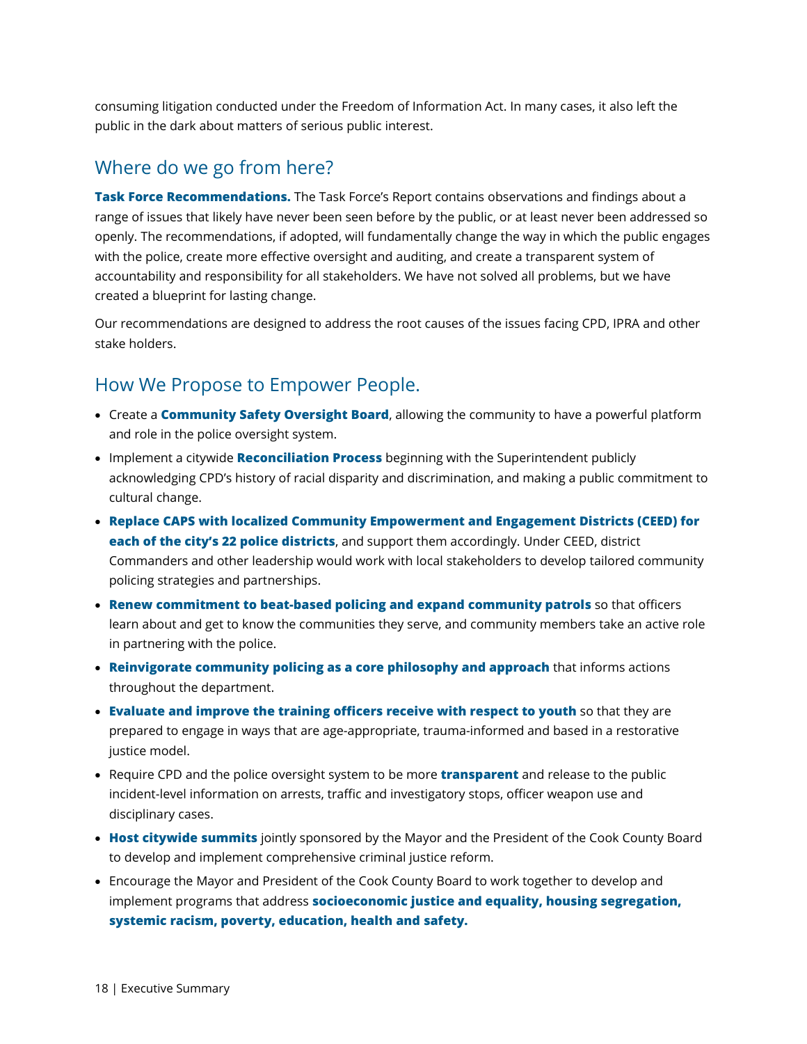consuming litigation conducted under the Freedom of Information Act. In many cases, it also left the public in the dark about matters of serious public interest.

## Where do we go from here?

**Task Force Recommendations.** The Task Force's Report contains observations and findings about a range of issues that likely have never been seen before by the public, or at least never been addressed so openly. The recommendations, if adopted, will fundamentally change the way in which the public engages with the police, create more effective oversight and auditing, and create a transparent system of accountability and responsibility for all stakeholders. We have not solved all problems, but we have created a blueprint for lasting change.

Our recommendations are designed to address the root causes of the issues facing CPD, IPRA and other stake holders.

## How We Propose to Empower People.

- Create a **Community Safety Oversight Board**, allowing the community to have a powerful platform and role in the police oversight system.
- Implement a citywide **Reconciliation Process** beginning with the Superintendent publicly acknowledging CPD's history of racial disparity and discrimination, and making a public commitment to cultural change.
- **Replace CAPS with localized Community Empowerment and Engagement Districts (CEED) for each of the city's 22 police districts**, and support them accordingly. Under CEED, district Commanders and other leadership would work with local stakeholders to develop tailored community policing strategies and partnerships.
- **Renew commitment to beat-based policing and expand community patrols** so that officers learn about and get to know the communities they serve, and community members take an active role in partnering with the police.
- **Reinvigorate community policing as a core philosophy and approach** that informs actions throughout the department.
- **Evaluate and improve the training officers receive with respect to youth** so that they are prepared to engage in ways that are age-appropriate, trauma-informed and based in a restorative justice model.
- Require CPD and the police oversight system to be more **transparent** and release to the public incident-level information on arrests, traffic and investigatory stops, officer weapon use and disciplinary cases.
- **Host citywide summits** jointly sponsored by the Mayor and the President of the Cook County Board to develop and implement comprehensive criminal justice reform.
- Encourage the Mayor and President of the Cook County Board to work together to develop and implement programs that address **socioeconomic justice and equality, housing segregation, systemic racism, poverty, education, health and safety.**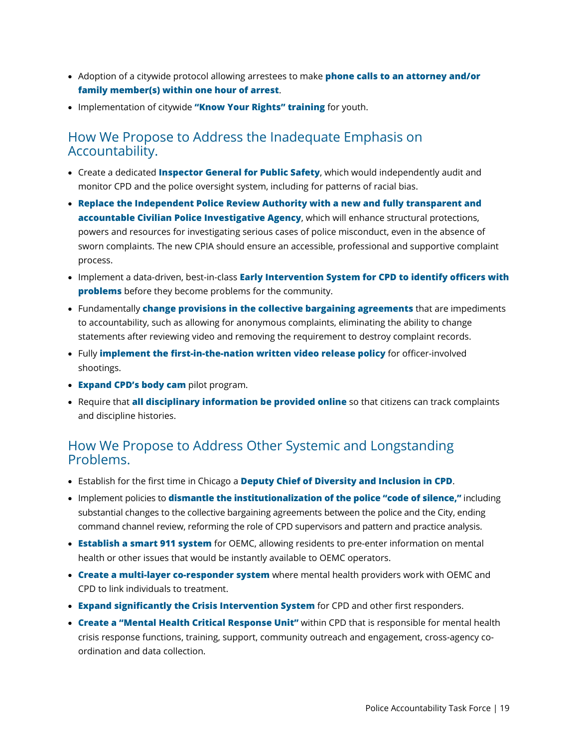- Adoption of a citywide protocol allowing arrestees to make **phone calls to an attorney and/or family member(s) within one hour of arrest**.
- Implementation of citywide **"Know Your Rights" training** for youth.

## How We Propose to Address the Inadequate Emphasis on Accountability.

- Create a dedicated **Inspector General for Public Safety**, which would independently audit and monitor CPD and the police oversight system, including for patterns of racial bias.
- **Replace the Independent Police Review Authority with a new and fully transparent and accountable Civilian Police Investigative Agency**, which will enhance structural protections, powers and resources for investigating serious cases of police misconduct, even in the absence of sworn complaints. The new CPIA should ensure an accessible, professional and supportive complaint process.
- Implement a data-driven, best-in-class **Early Intervention System for CPD to identify officers with problems** before they become problems for the community.
- Fundamentally **change provisions in the collective bargaining agreements** that are impediments to accountability, such as allowing for anonymous complaints, eliminating the ability to change statements after reviewing video and removing the requirement to destroy complaint records.
- Fully **implement the first-in-the-nation written video release policy** for officer-involved shootings.
- **Expand CPD's body cam** pilot program.
- Require that **all disciplinary information be provided online** so that citizens can track complaints and discipline histories.

## How We Propose to Address Other Systemic and Longstanding Problems.

- Establish for the first time in Chicago a **Deputy Chief of Diversity and Inclusion in CPD**.
- Implement policies to **dismantle the institutionalization of the police "code of silence,"** including substantial changes to the collective bargaining agreements between the police and the City, ending command channel review, reforming the role of CPD supervisors and pattern and practice analysis.
- **Establish a smart 911 system** for OEMC, allowing residents to pre-enter information on mental health or other issues that would be instantly available to OEMC operators.
- **Create a multi-layer co-responder system** where mental health providers work with OEMC and CPD to link individuals to treatment.
- **Expand significantly the Crisis Intervention System** for CPD and other first responders.
- **Create a "Mental Health Critical Response Unit"** within CPD that is responsible for mental health crisis response functions, training, support, community outreach and engagement, cross-agency co-ordination and data collection.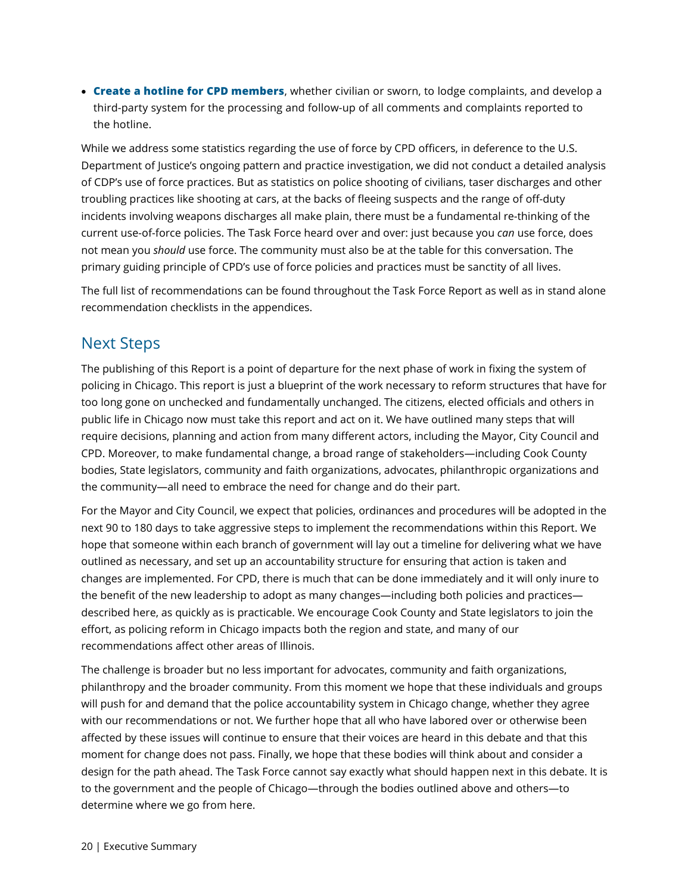- **Create a hotline for CPD members**, whether civilian or sworn, to lodge complaints, and develop a third-party system for the processing and follow-up of all comments and complaints reported to the hotline.

While we address some statistics regarding the use of force by CPD officers, in deference to the U.S. Department of Justice's ongoing pattern and practice investigation, we did not conduct a detailed analysis of CDP's use of force practices. But as statistics on police shooting of civilians, taser discharges and other troubling practices like shooting at cars, at the backs of fleeing suspects and the range of off-duty incidents involving weapons discharges all make plain, there must be a fundamental re-thinking of the current use-of-force policies. The Task Force heard over and over: just because you *can* use force, does not mean you *should* use force. The community must also be at the table for this conversation. The primary guiding principle of CPD's use of force policies and practices must be sanctity of all lives.

The full list of recommendations can be found throughout the Task Force Report as well as in stand alone recommendation checklists in the appendices.

## Next Steps

The publishing of this Report is a point of departure for the next phase of work in fixing the system of policing in Chicago. This report is just a blueprint of the work necessary to reform structures that have for too long gone on unchecked and fundamentally unchanged. The citizens, elected officials and others in public life in Chicago now must take this report and act on it. We have outlined many steps that will require decisions, planning and action from many different actors, including the Mayor, City Council and CPD. Moreover, to make fundamental change, a broad range of stakeholders—including Cook County bodies, State legislators, community and faith organizations, advocates, philanthropic organizations and the community—all need to embrace the need for change and do their part.

For the Mayor and City Council, we expect that policies, ordinances and procedures will be adopted in the next 90 to 180 days to take aggressive steps to implement the recommendations within this Report. We hope that someone within each branch of government will lay out a timeline for delivering what we have outlined as necessary, and set up an accountability structure for ensuring that action is taken and changes are implemented. For CPD, there is much that can be done immediately and it will only inure to the benefit of the new leadership to adopt as many changes—including both policies and practices—described here, as quickly as is practicable. We encourage Cook County and State legislators to join the effort, as policing reform in Chicago impacts both the region and state, and many of our recommendations affect other areas of Illinois.

The challenge is broader but no less important for advocates, community and faith organizations, philanthropy and the broader community. From this moment we hope that these individuals and groups will push for and demand that the police accountability system in Chicago change, whether they agree with our recommendations or not. We further hope that all who have labored over or otherwise been affected by these issues will continue to ensure that their voices are heard in this debate and that this moment for change does not pass. Finally, we hope that these bodies will think about and consider a design for the path ahead. The Task Force cannot say exactly what should happen next in this debate. It is to the government and the people of Chicago—through the bodies outlined above and others—to determine where we go from here.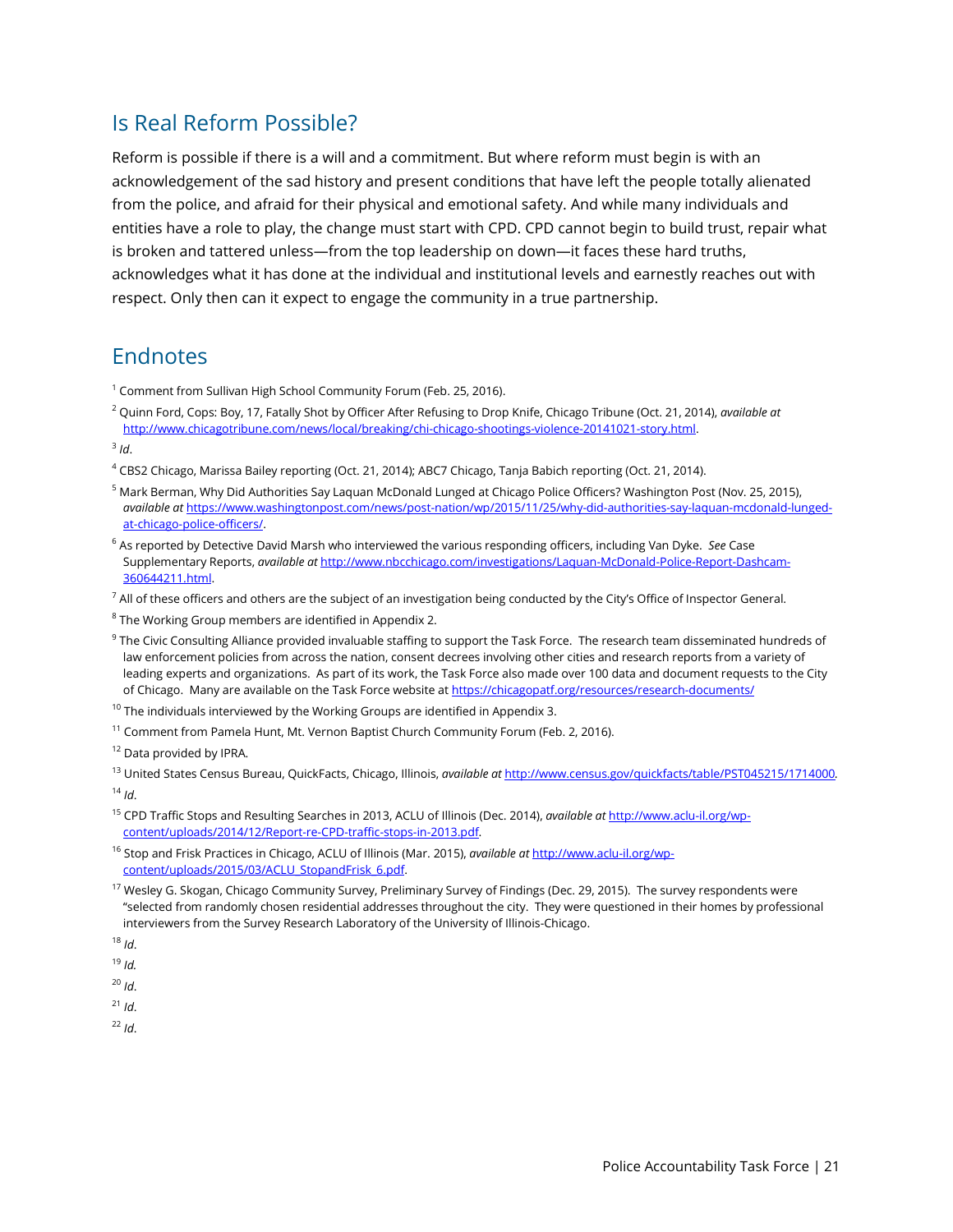## Is Real Reform Possible?

Reform is possible if there is a will and a commitment. But where reform must begin is with an acknowledgement of the sad history and present conditions that have left the people totally alienated from the police, and afraid for their physical and emotional safety. And while many individuals and entities have a role to play, the change must start with CPD. CPD cannot begin to build trust, repair what is broken and tattered unless—from the top leadership on down—it faces these hard truths, acknowledges what it has done at the individual and institutional levels and earnestly reaches out with respect. Only then can it expect to engage the community in a true partnership.

## Endnotes

[1] Comment from Sullivan High School Community Forum (Feb. 25, 2016).

[2] Quinn Ford, Cops: Boy, 17, Fatally Shot by Officer After Refusing to Drop Knife, Chicago Tribune (Oct. 21, 2014), *available at* http://www.chicagotribune.com/news/local/breaking/chi-chicago-shootings-violence-20141021-story.html.

[3] *Id*.

[4] CBS2 Chicago, Marissa Bailey reporting (Oct. 21, 2014); ABC7 Chicago, Tanja Babich reporting (Oct. 21, 2014).

[5] Mark Berman, Why Did Authorities Say Laquan McDonald Lunged at Chicago Police Officers? Washington Post (Nov. 25, 2015), *available at* https://www.washingtonpost.com/news/post-nation/wp/2015/11/25/why-did-authorities-say-laquan-mcdonald-lunged-at-chicago-police-officers/.

[6] As reported by Detective David Marsh who interviewed the various responding officers, including Van Dyke. *See* Case Supplementary Reports, *available at* http://www.nbcchicago.com/investigations/Laquan-McDonald-Police-Report-Dashcam-360644211.html.

[7] All of these officers and others are the subject of an investigation being conducted by the City's Office of Inspector General.

[8] The Working Group members are identified in Appendix 2.

[9] The Civic Consulting Alliance provided invaluable staffing to support the Task Force. The research team disseminated hundreds of law enforcement policies from across the nation, consent decrees involving other cities and research reports from a variety of leading experts and organizations. As part of its work, the Task Force also made over 100 data and document requests to the City of Chicago. Many are available on the Task Force website at https://chicagopatf.org/resources/research-documents/

[10] The individuals interviewed by the Working Groups are identified in Appendix 3.

[11] Comment from Pamela Hunt, Mt. Vernon Baptist Church Community Forum (Feb. 2, 2016).

[12] Data provided by IPRA.

[13] United States Census Bureau, QuickFacts, Chicago, Illinois, *available at* http://www.census.gov/quickfacts/table/PST045215/1714000.

[14] *Id*.

[15] CPD Traffic Stops and Resulting Searches in 2013, ACLU of Illinois (Dec. 2014), *available at* http://www.aclu-il.org/wp-content/uploads/2014/12/Report-re-CPD-traffic-stops-in-2013.pdf.

[16] Stop and Frisk Practices in Chicago, ACLU of Illinois (Mar. 2015), *available at* http://www.aclu-il.org/wp-content/uploads/2015/03/ACLU_StopandFrisk_6.pdf.

[17] Wesley G. Skogan, Chicago Community Survey, Preliminary Survey of Findings (Dec. 29, 2015). The survey respondents were "selected from randomly chosen residential addresses throughout the city. They were questioned in their homes by professional interviewers from the Survey Research Laboratory of the University of Illinois-Chicago.

[18] *Id*.

[19] *Id.*

[20] *Id*.

[21] *Id*.

[22] *Id*.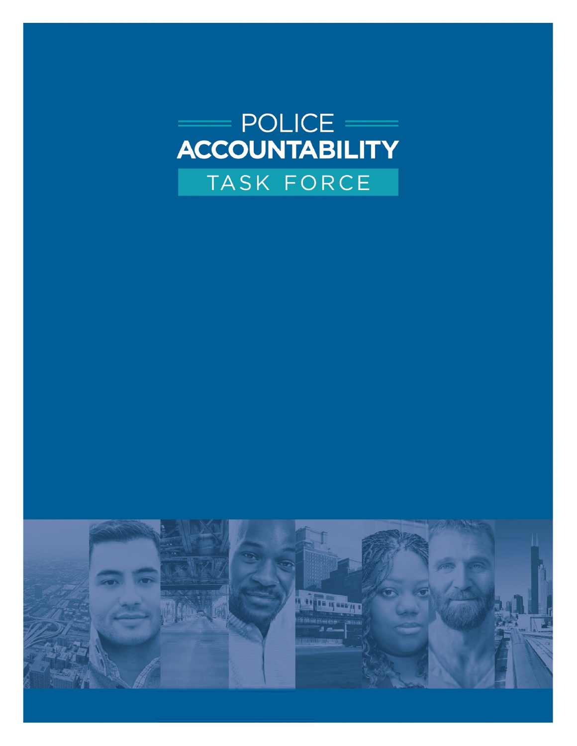POLICE
ACCOUNTABILITY
TASK FORCE